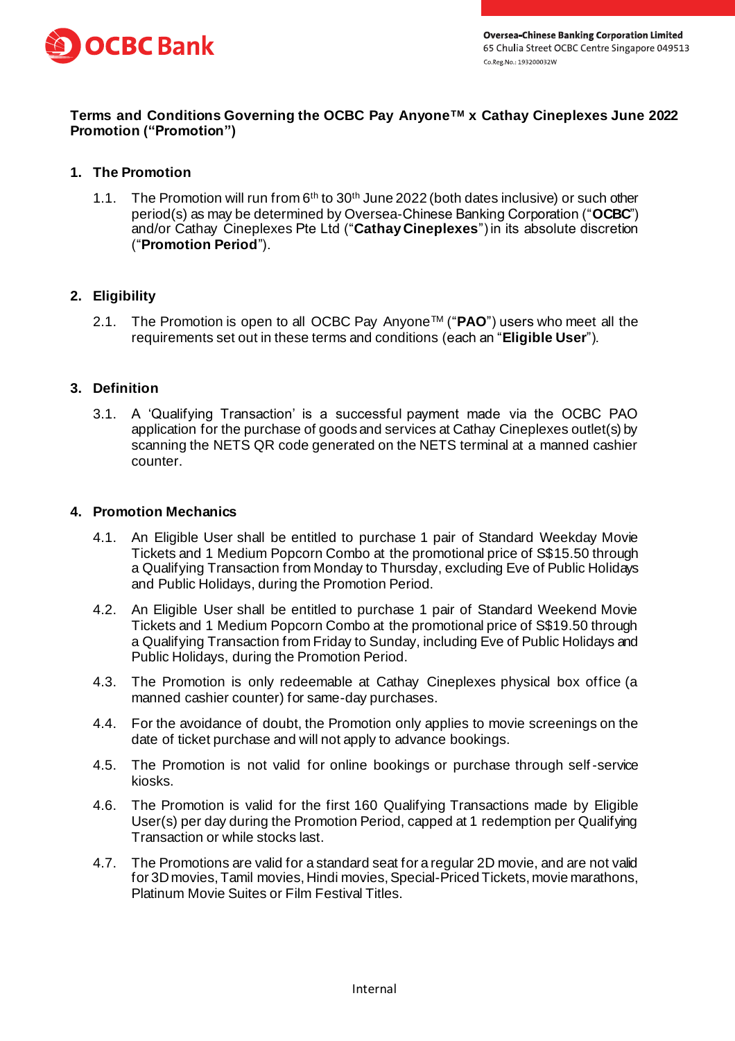Oversea-Chinese Banking Corporation Limited
65 Chulia Street OCBC Centre Singapore 049513
Co.Reg.No.: 193200032W

**Terms and Conditions Governing the OCBC Pay Anyone™ x Cathay Cineplexes June 2022 Promotion ("Promotion")**

## 1. The Promotion

1.1. The Promotion will run from 6th to 30th June 2022 (both dates inclusive) or such other period(s) as may be determined by Oversea-Chinese Banking Corporation ("**OCBC**") and/or Cathay Cineplexes Pte Ltd ("**Cathay Cineplexes**") in its absolute discretion ("**Promotion Period**").

## 2. Eligibility

2.1. The Promotion is open to all OCBC Pay Anyone™ ("**PAO**") users who meet all the requirements set out in these terms and conditions (each an "**Eligible User**").

## 3. Definition

3.1. A 'Qualifying Transaction' is a successful payment made via the OCBC PAO application for the purchase of goods and services at Cathay Cineplexes outlet(s) by scanning the NETS QR code generated on the NETS terminal at a manned cashier counter.

## 4. Promotion Mechanics

4.1. An Eligible User shall be entitled to purchase 1 pair of Standard Weekday Movie Tickets and 1 Medium Popcorn Combo at the promotional price of S$15.50 through a Qualifying Transaction from Monday to Thursday, excluding Eve of Public Holidays and Public Holidays, during the Promotion Period.

4.2. An Eligible User shall be entitled to purchase 1 pair of Standard Weekend Movie Tickets and 1 Medium Popcorn Combo at the promotional price of S$19.50 through a Qualifying Transaction from Friday to Sunday, including Eve of Public Holidays and Public Holidays, during the Promotion Period.

4.3. The Promotion is only redeemable at Cathay Cineplexes physical box office (a manned cashier counter) for same-day purchases.

4.4. For the avoidance of doubt, the Promotion only applies to movie screenings on the date of ticket purchase and will not apply to advance bookings.

4.5. The Promotion is not valid for online bookings or purchase through self-service kiosks.

4.6. The Promotion is valid for the first 160 Qualifying Transactions made by Eligible User(s) per day during the Promotion Period, capped at 1 redemption per Qualifying Transaction or while stocks last.

4.7. The Promotions are valid for a standard seat for a regular 2D movie, and are not valid for 3D movies, Tamil movies, Hindi movies, Special-Priced Tickets, movie marathons, Platinum Movie Suites or Film Festival Titles.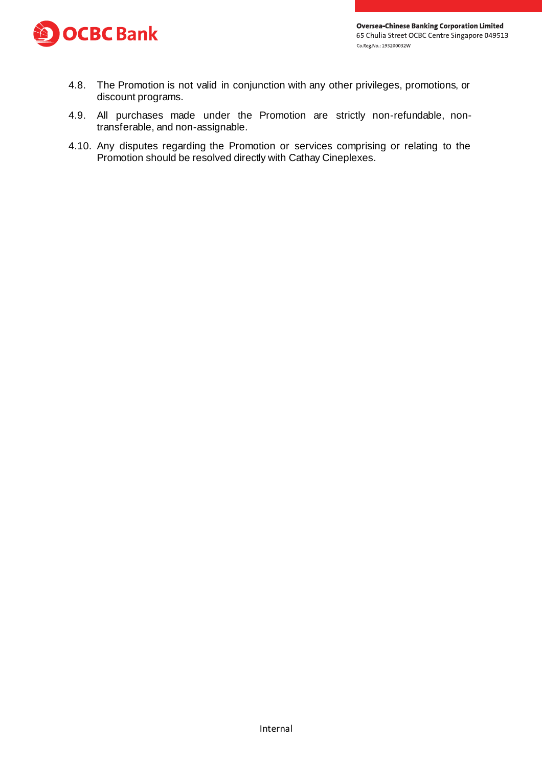4.8. The Promotion is not valid in conjunction with any other privileges, promotions, or discount programs.

4.9. All purchases made under the Promotion are strictly non-refundable, non-transferable, and non-assignable.

4.10. Any disputes regarding the Promotion or services comprising or relating to the Promotion should be resolved directly with Cathay Cineplexes.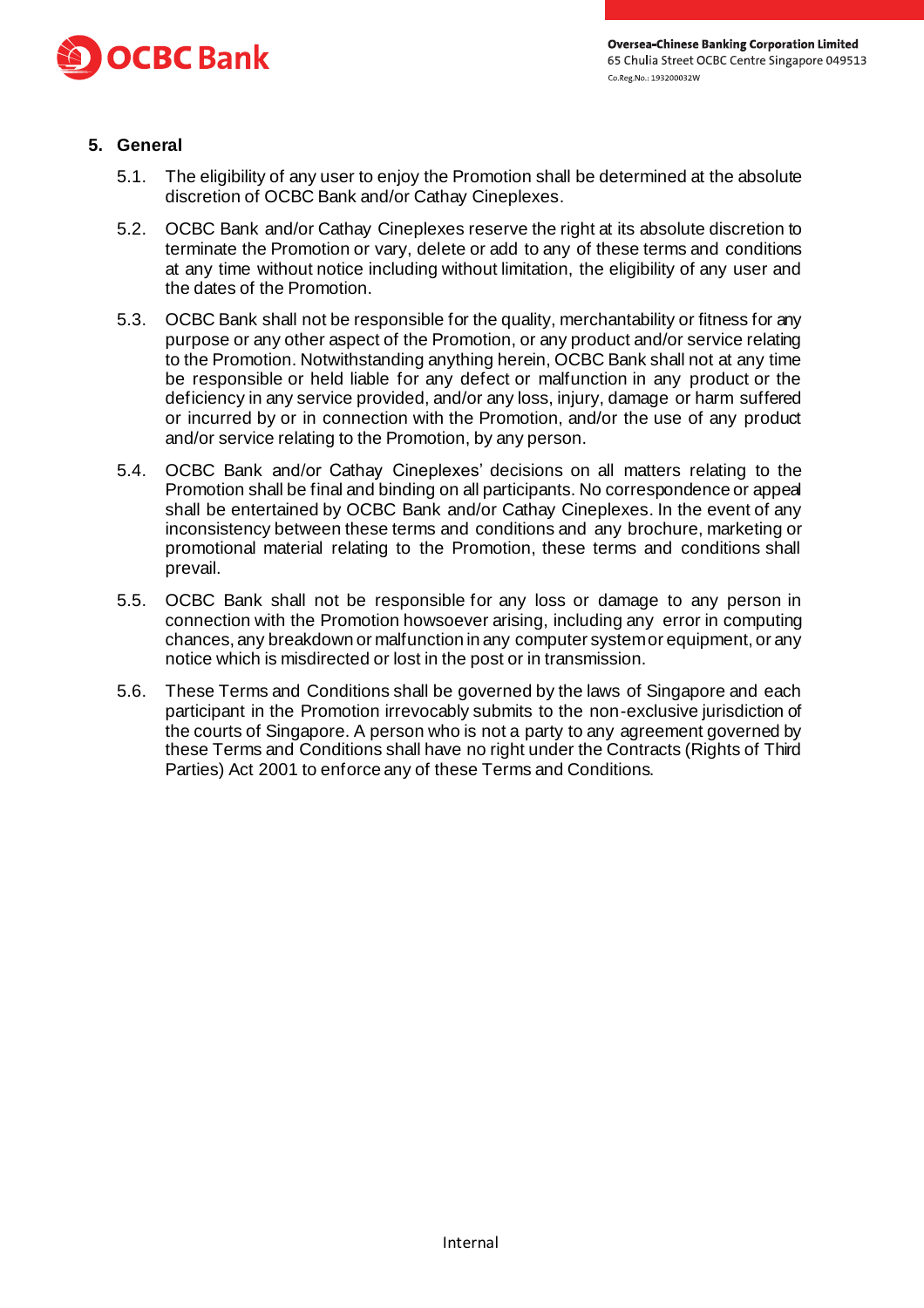## 5. General

5.1. The eligibility of any user to enjoy the Promotion shall be determined at the absolute discretion of OCBC Bank and/or Cathay Cineplexes.

5.2. OCBC Bank and/or Cathay Cineplexes reserve the right at its absolute discretion to terminate the Promotion or vary, delete or add to any of these terms and conditions at any time without notice including without limitation, the eligibility of any user and the dates of the Promotion.

5.3. OCBC Bank shall not be responsible for the quality, merchantability or fitness for any purpose or any other aspect of the Promotion, or any product and/or service relating to the Promotion. Notwithstanding anything herein, OCBC Bank shall not at any time be responsible or held liable for any defect or malfunction in any product or the deficiency in any service provided, and/or any loss, injury, damage or harm suffered or incurred by or in connection with the Promotion, and/or the use of any product and/or service relating to the Promotion, by any person.

5.4. OCBC Bank and/or Cathay Cineplexes' decisions on all matters relating to the Promotion shall be final and binding on all participants. No correspondence or appeal shall be entertained by OCBC Bank and/or Cathay Cineplexes. In the event of any inconsistency between these terms and conditions and any brochure, marketing or promotional material relating to the Promotion, these terms and conditions shall prevail.

5.5. OCBC Bank shall not be responsible for any loss or damage to any person in connection with the Promotion howsoever arising, including any error in computing chances, any breakdown or malfunction in any computer system or equipment, or any notice which is misdirected or lost in the post or in transmission.

5.6. These Terms and Conditions shall be governed by the laws of Singapore and each participant in the Promotion irrevocably submits to the non-exclusive jurisdiction of the courts of Singapore. A person who is not a party to any agreement governed by these Terms and Conditions shall have no right under the Contracts (Rights of Third Parties) Act 2001 to enforce any of these Terms and Conditions.